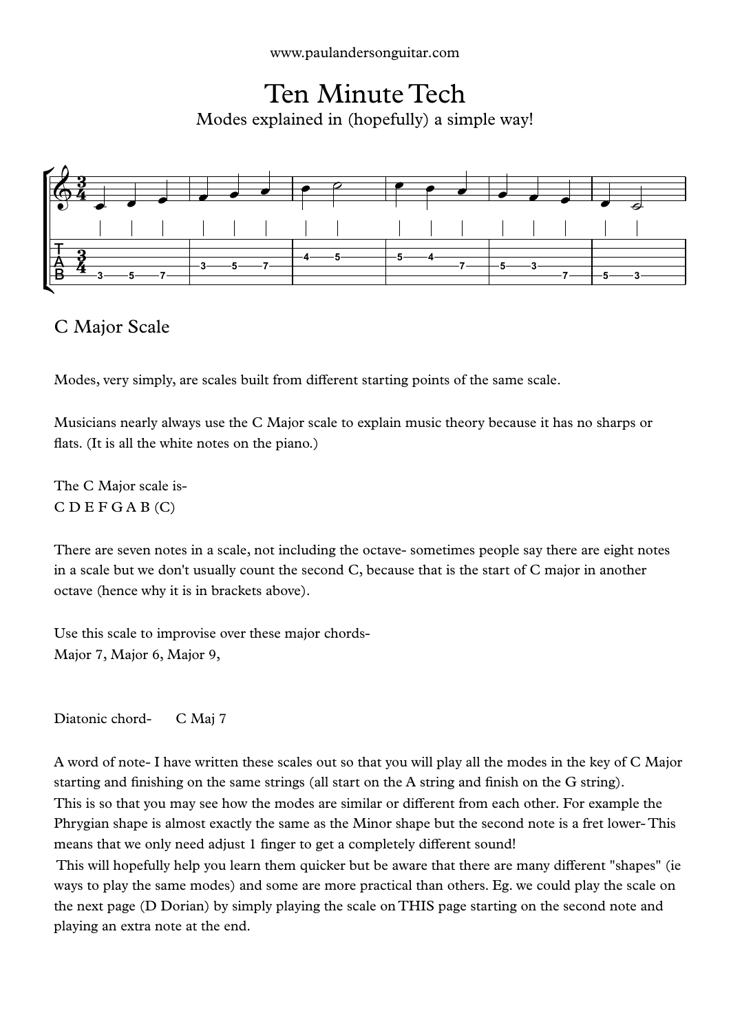www.paulandersonguitar.com

# Ten Minute Tech

Modes explained in (hopefully) a simple way!

## C Major Scale

Modes, very simply, are scales built from different starting points of the same scale.

Musicians nearly always use the C Major scale to explain music theory because it has no sharps or flats. (It is all the white notes on the piano.)

The C Major scale is-
C D E F G A B (C)

There are seven notes in a scale, not including the octave- sometimes people say there are eight notes in a scale but we don't usually count the second C, because that is the start of C major in another octave (hence why it is in brackets above).

Use this scale to improvise over these major chords-
Major 7, Major 6, Major 9,

Diatonic chord- C Maj 7

A word of note- I have written these scales out so that you will play all the modes in the key of C Major starting and finishing on the same strings (all start on the A string and finish on the G string).
This is so that you may see how the modes are similar or different from each other. For example the Phrygian shape is almost exactly the same as the Minor shape but the second note is a fret lower- This means that we only need adjust 1 finger to get a completely different sound!
This will hopefully help you learn them quicker but be aware that there are many different "shapes" (ie ways to play the same modes) and some are more practical than others. Eg. we could play the scale on the next page (D Dorian) by simply playing the scale on THIS page starting on the second note and playing an extra note at the end.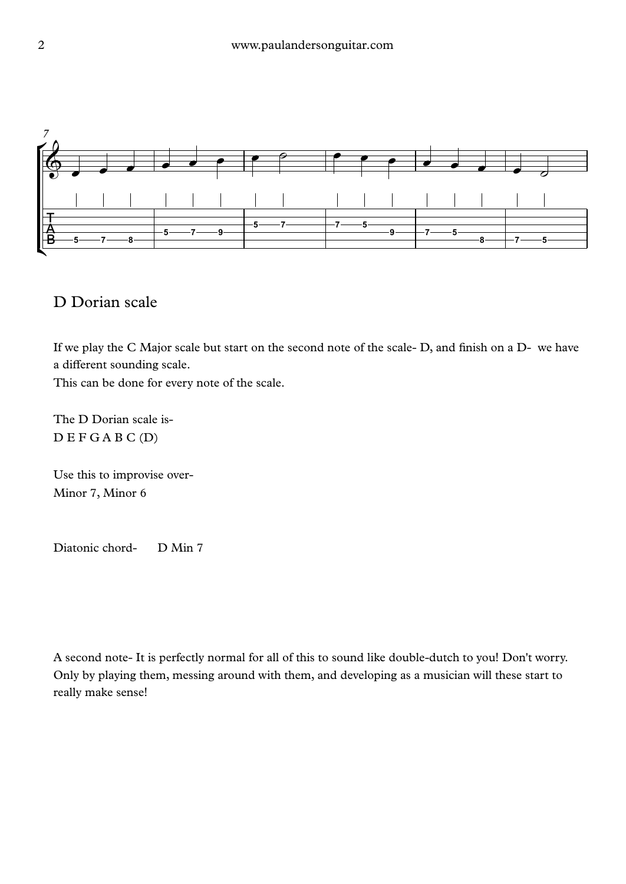## D Dorian scale

If we play the C Major scale but start on the second note of the scale- D, and finish on a D-  we have a different sounding scale.
This can be done for every note of the scale.

The D Dorian scale is-
D E F G A B C (D)

Use this to improvise over-
Minor 7, Minor 6

Diatonic chord-      D Min 7

A second note- It is perfectly normal for all of this to sound like double-dutch to you! Don't worry. Only by playing them, messing around with them, and developing as a musician will these start to really make sense!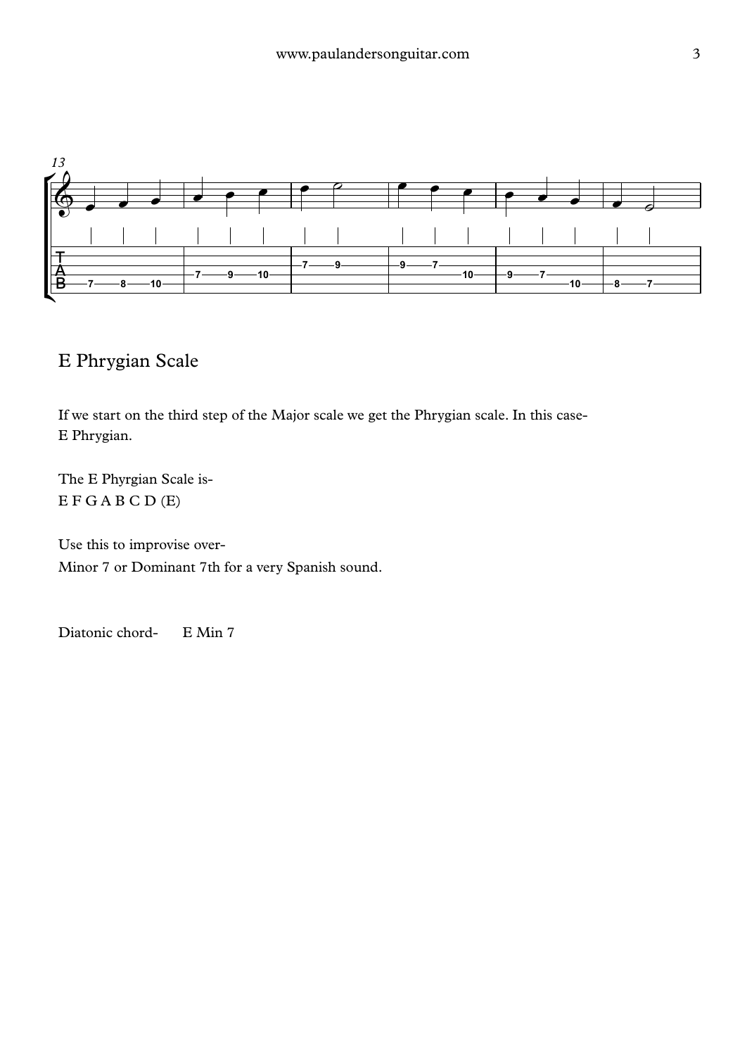## E Phrygian Scale

If we start on the third step of the Major scale we get the Phrygian scale. In this case- E Phrygian.

The E Phyrgian Scale is-
E F G A B C D (E)

Use this to improvise over-
Minor 7 or Dominant 7th for a very Spanish sound.

Diatonic chord- E Min 7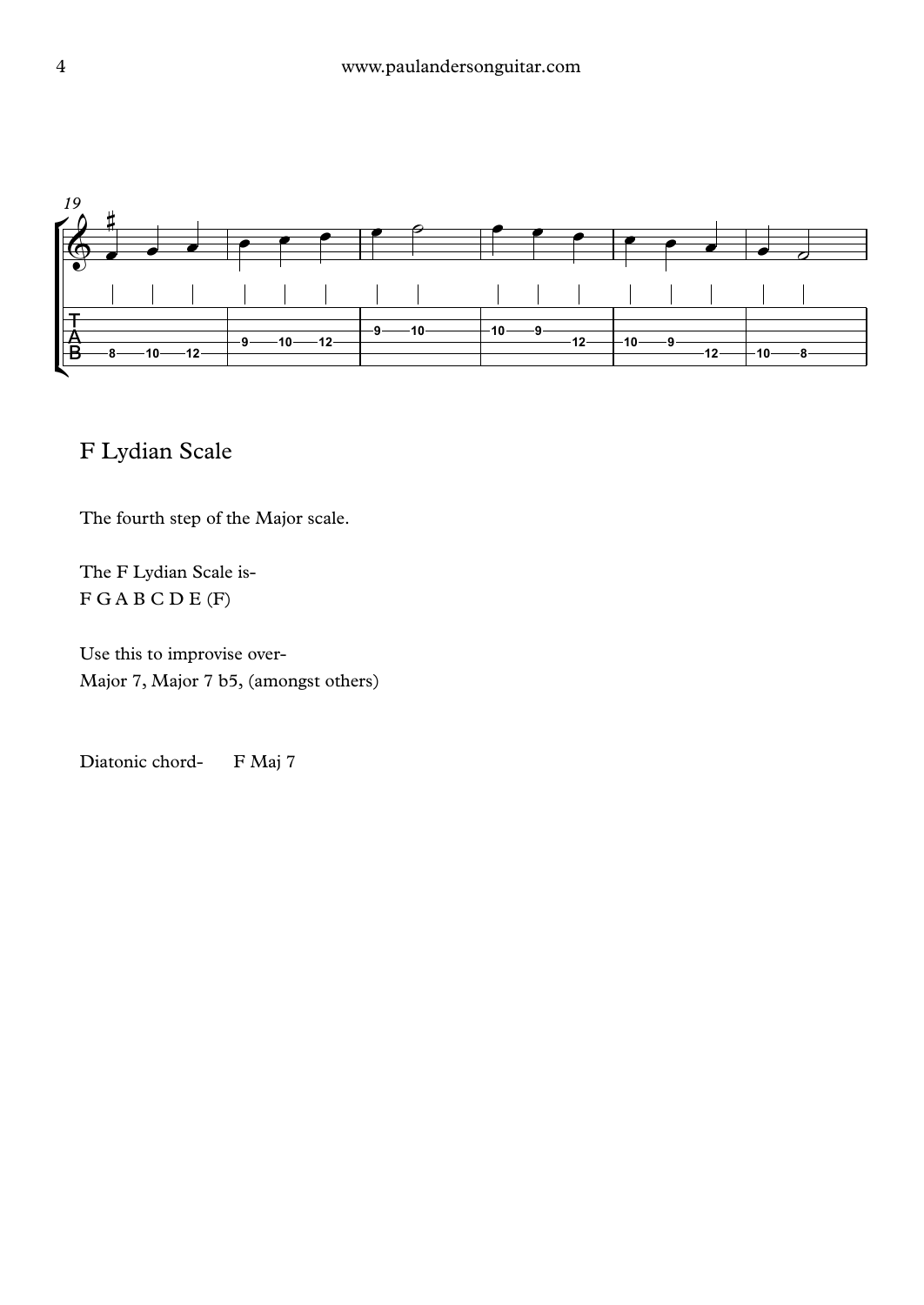## F Lydian Scale

The fourth step of the Major scale.

The F Lydian Scale is-
F G A B C D E (F)

Use this to improvise over-
Major 7, Major 7 b5, (amongst others)

Diatonic chord- F Maj 7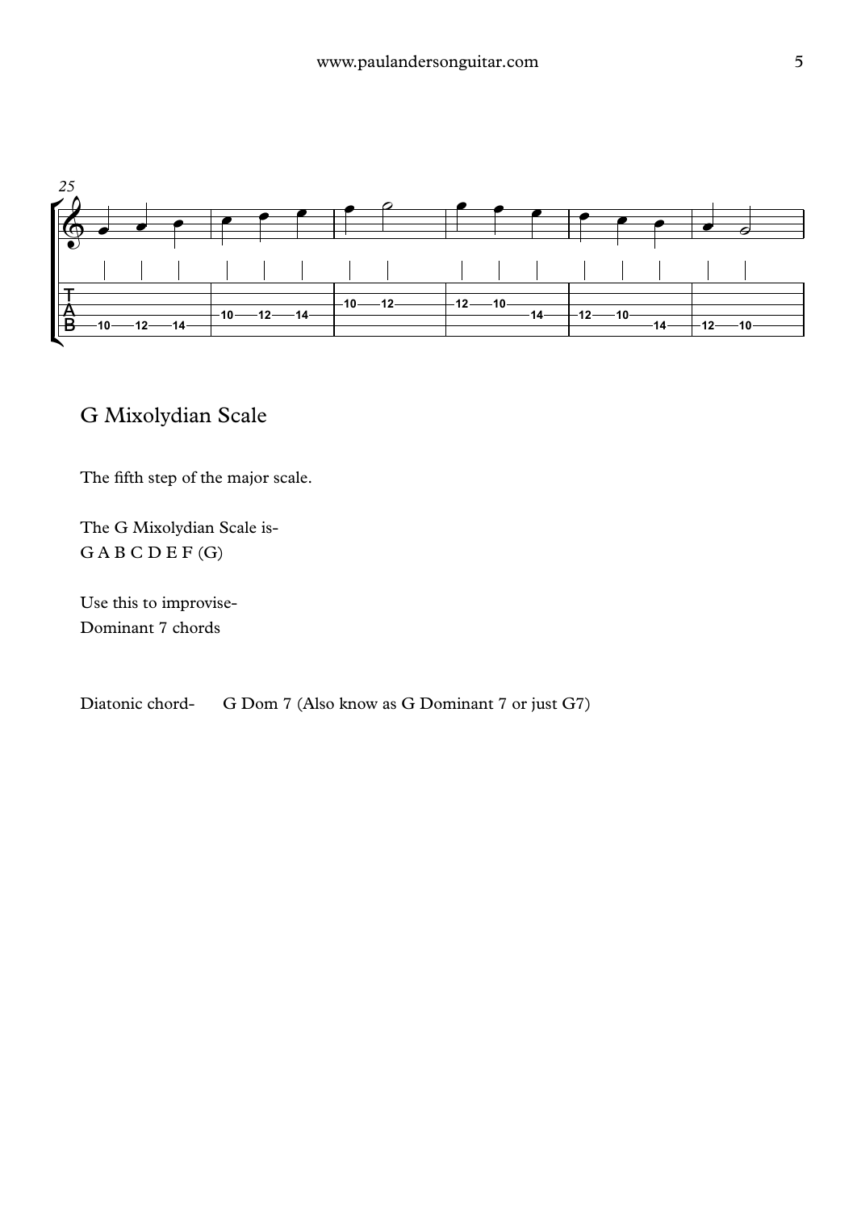## G Mixolydian Scale

The fifth step of the major scale.

The G Mixolydian Scale is-
G A B C D E F (G)

Use this to improvise-
Dominant 7 chords

Diatonic chord- G Dom 7 (Also know as G Dominant 7 or just G7)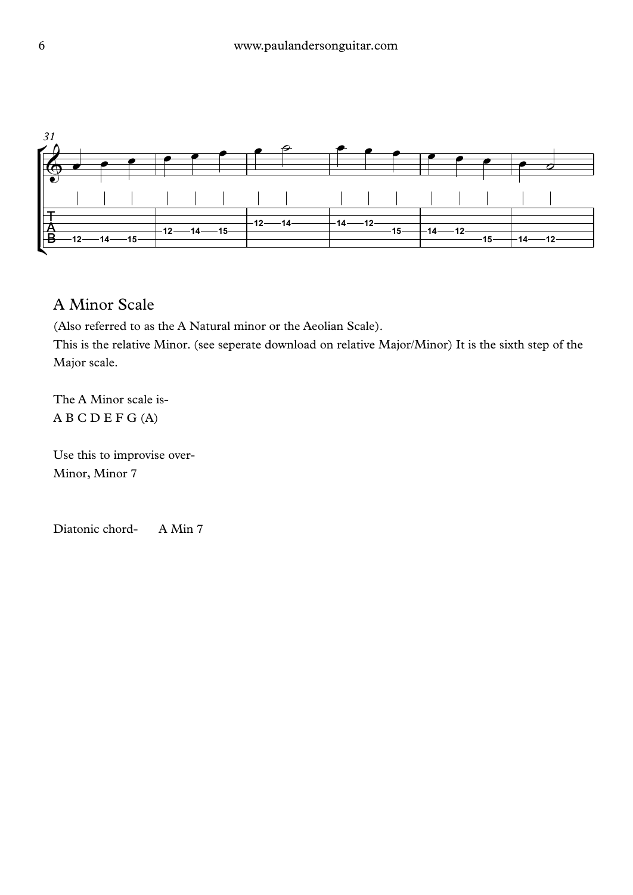## A Minor Scale

(Also referred to as the A Natural minor or the Aeolian Scale).

This is the relative Minor. (see seperate download on relative Major/Minor) It is the sixth step of the Major scale.

The A Minor scale is-
A B C D E F G (A)

Use this to improvise over-
Minor, Minor 7

Diatonic chord- A Min 7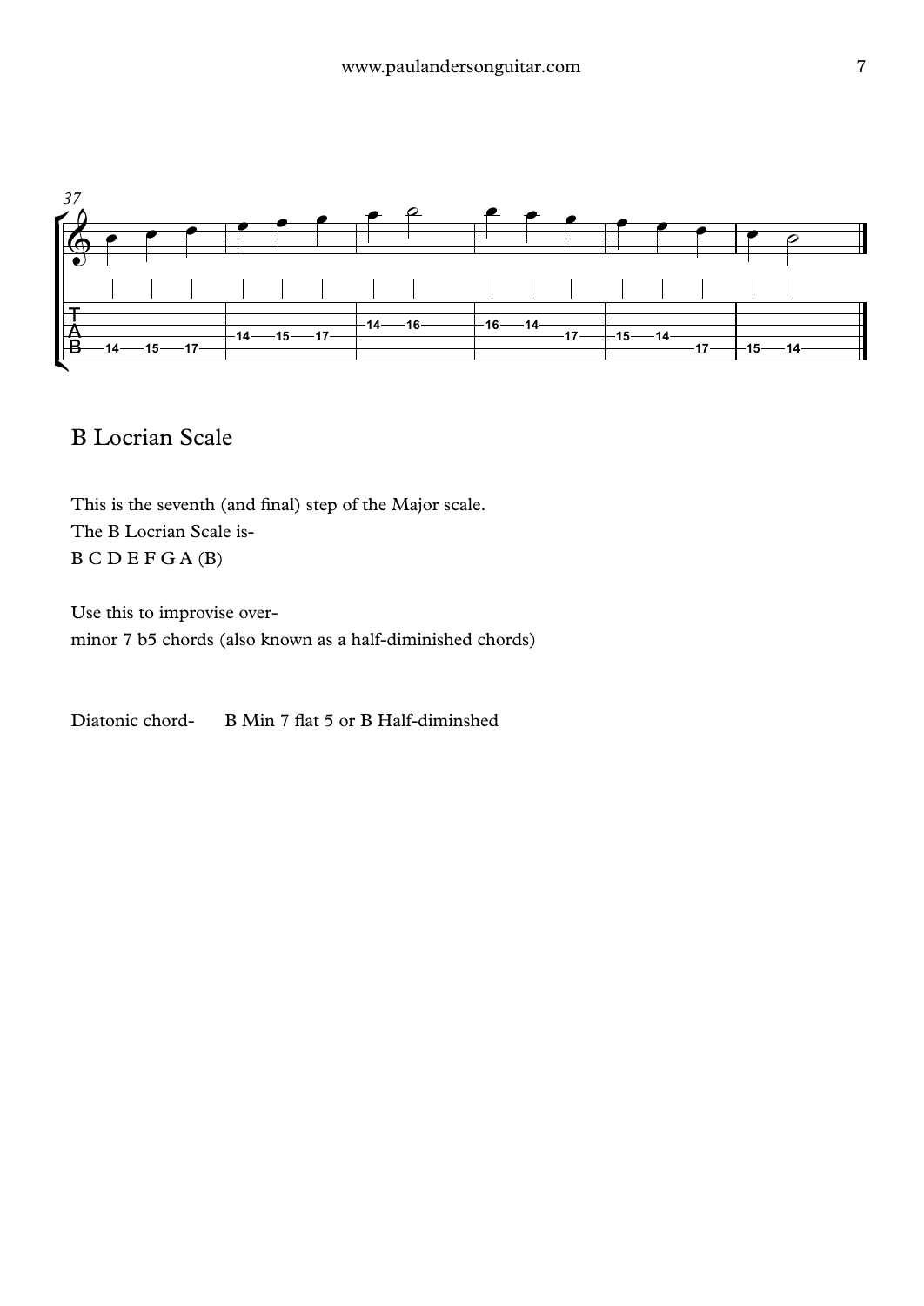## B Locrian Scale

This is the seventh (and final) step of the Major scale.
The B Locrian Scale is-
B C D E F G A (B)

Use this to improvise over-
minor 7 b5 chords (also known as a half-diminished chords)

Diatonic chord- B Min 7 flat 5 or B Half-diminshed